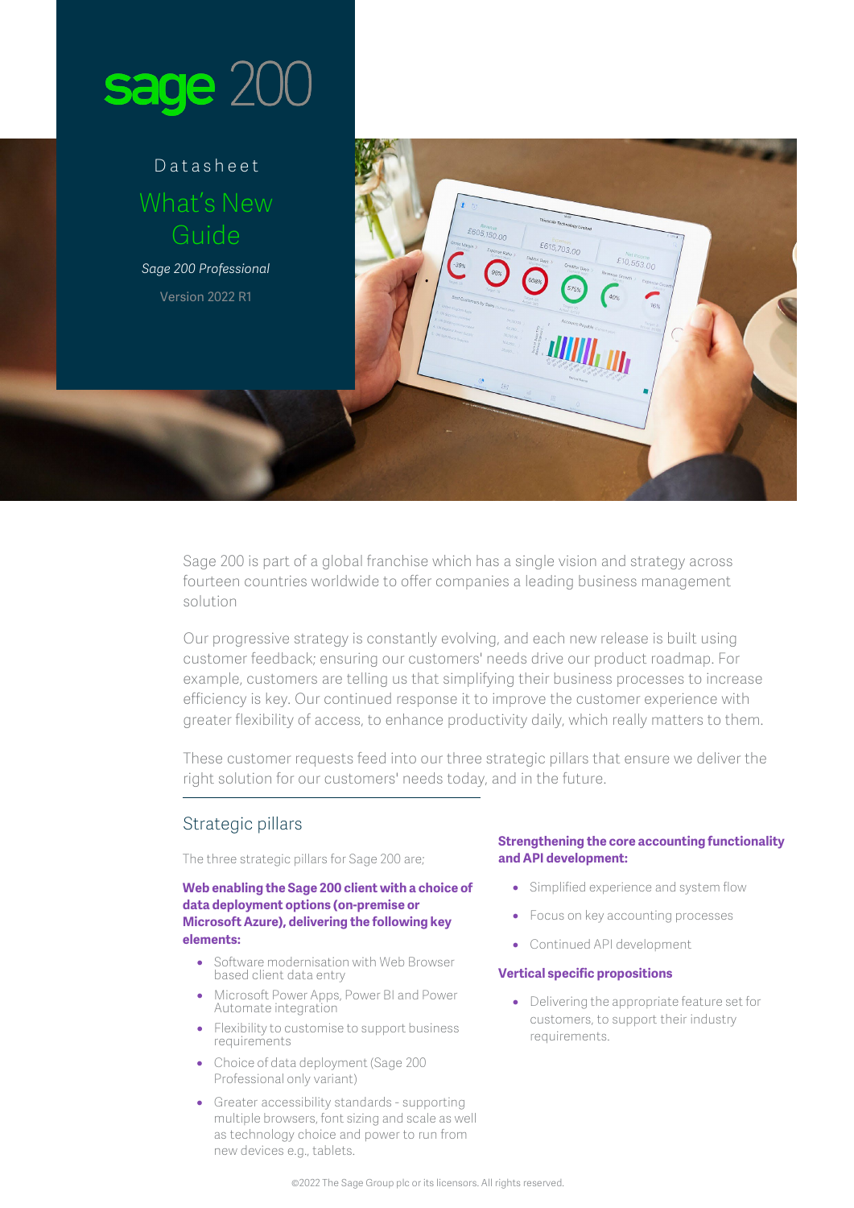# sage 200

Datasheet

## What's New Guide

*Sage 200 Professional*

Version 2022 R1

Sage 200 is part of a global franchise which has a single vision and strategy across fourteen countries worldwide to offer companies a leading business management solution

Our progressive strategy is constantly evolving, and each new release is built using customer feedback; ensuring our customers' needs drive our product roadmap. For example, customers are telling us that simplifying their business processes to increase efficiency is key. Our continued response it to improve the customer experience with greater flexibility of access, to enhance productivity daily, which really matters to them.

These customer requests feed into our three strategic pillars that ensure we deliver the right solution for our customers' needs today, and in the future.

## Strategic pillars

The three strategic pillars for Sage 200 are;

**Web enabling the Sage 200 client with a choice of data deployment options (on-premise or Microsoft Azure), delivering the following key elements:**

- Software modernisation with Web Browser based client data entry
- Microsoft Power Apps, Power BI and Power Automate integration
- Flexibility to customise to support business requirements
- Choice of data deployment (Sage 200 Professional only variant)
- Greater accessibility standards - supporting multiple browsers, font sizing and scale as well as technology choice and power to run from new devices e.g., tablets.

**Strengthening the core accounting functionality and API development:**

- Simplified experience and system flow
- Focus on key accounting processes
- Continued API development

**Vertical specific propositions**

- Delivering the appropriate feature set for customers, to support their industry requirements.

©2022 The Sage Group plc or its licensors. All rights reserved.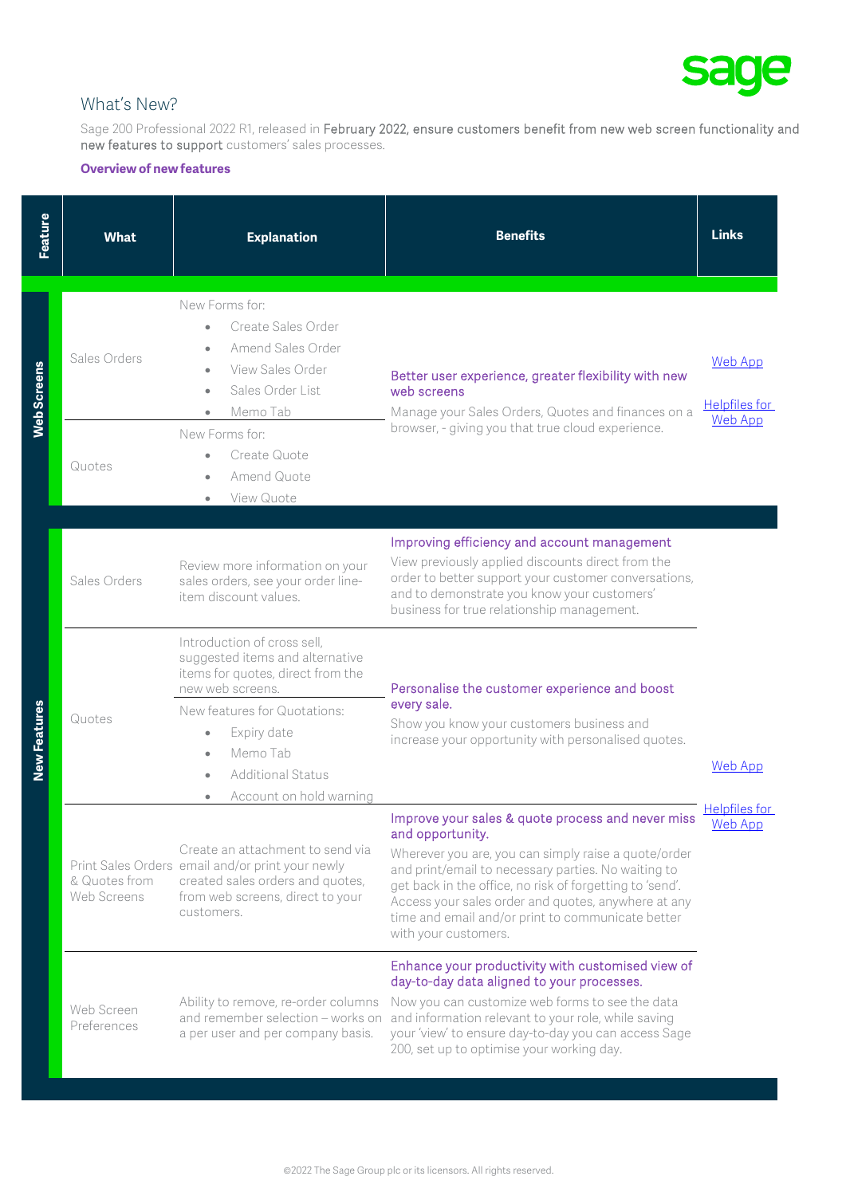## What's New?

Sage 200 Professional 2022 R1, released in February 2022, ensure customers benefit from new web screen functionality and new features to support customers' sales processes.

**Overview of new features**

| Feature | What | Explanation | Benefits | Links |
|---|---|---|---|---|
| Web Screens | Sales Orders | New Forms for:<br>• Create Sales Order<br>• Amend Sales Order<br>• View Sales Order<br>• Sales Order List<br>• Memo Tab | Better user experience, greater flexibility with new web screens<br>Manage your Sales Orders, Quotes and finances on a browser, - giving you that true cloud experience. | Web App<br><br>Helpfiles for Web App |
| | Quotes | New Forms for:<br>• Create Quote<br>• Amend Quote<br>• View Quote | | |
| New Features | Sales Orders | Review more information on your sales orders, see your order line-item discount values. | Improving efficiency and account management<br>View previously applied discounts direct from the order to better support your customer conversations, and to demonstrate you know your customers' business for true relationship management. | Web App<br><br>Helpfiles for Web App |
| | Quotes | Introduction of cross sell, suggested items and alternative items for quotes, direct from the new web screens.<br>New features for Quotations:<br>• Expiry date<br>• Memo Tab<br>• Additional Status<br>• Account on hold warning | Personalise the customer experience and boost every sale.<br>Show you know your customers business and increase your opportunity with personalised quotes. | |
| | Print Sales Orders & Quotes from Web Screens | Create an attachment to send via email and/or print your newly created sales orders and quotes, from web screens, direct to your customers. | Improve your sales & quote process and never miss and opportunity.<br>Wherever you are, you can simply raise a quote/order and print/email to necessary parties. No waiting to get back in the office, no risk of forgetting to 'send'. Access your sales order and quotes, anywhere at any time and email and/or print to communicate better with your customers. | |
| | Web Screen Preferences | Ability to remove, re-order columns and remember selection – works on a per user and per company basis. | Enhance your productivity with customised view of day-to-day data aligned to your processes.<br>Now you can customize web forms to see the data and information relevant to your role, while saving your 'view' to ensure day-to-day you can access Sage 200, set up to optimise your working day. | |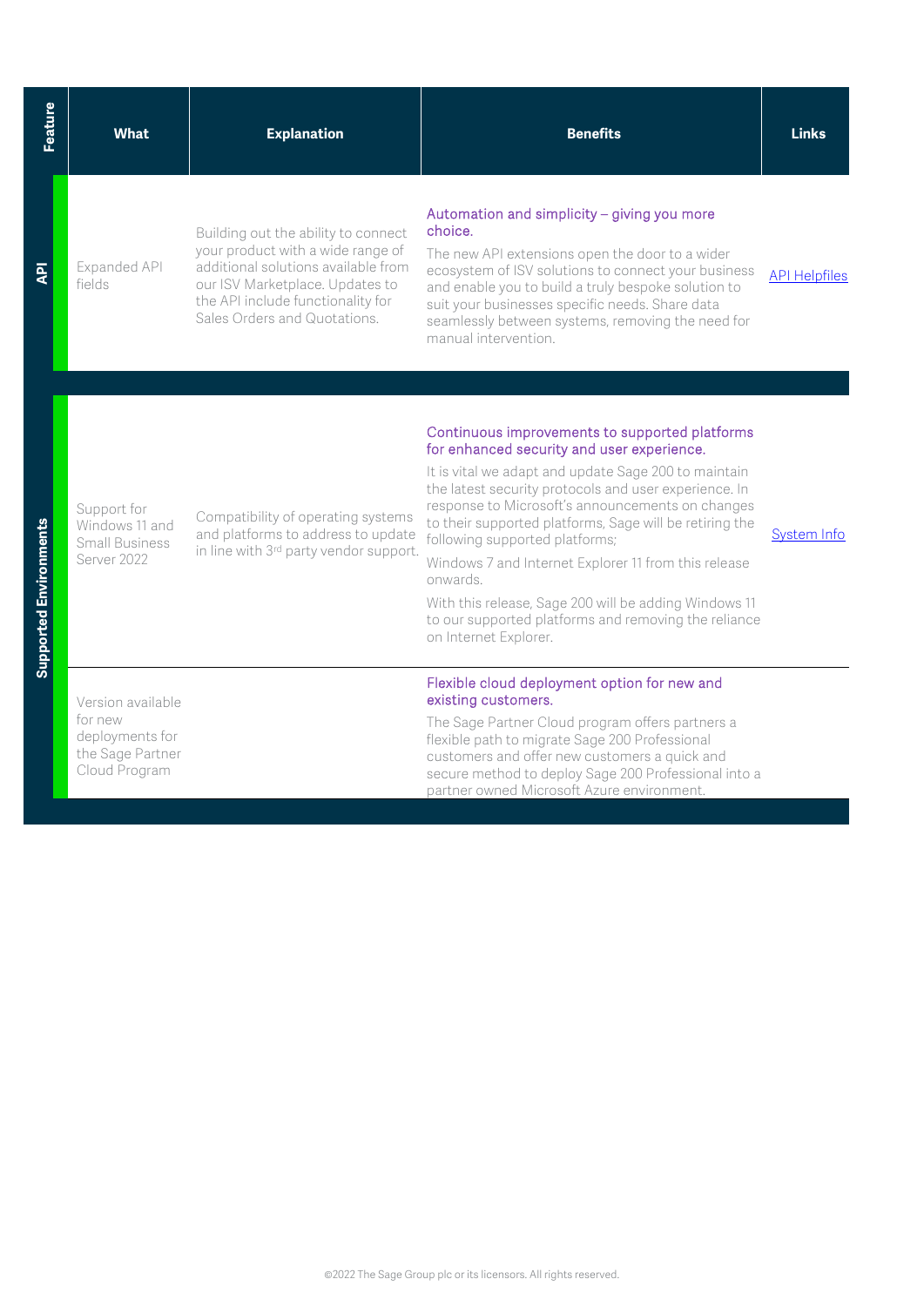| Feature | What | Explanation | Benefits | Links |
|---|---|---|---|---|
| API | Expanded API fields | Building out the ability to connect your product with a wide range of additional solutions available from our ISV Marketplace. Updates to the API include functionality for Sales Orders and Quotations. | Automation and simplicity – giving you more choice.<br><br>The new API extensions open the door to a wider ecosystem of ISV solutions to connect your business and enable you to build a truly bespoke solution to suit your businesses specific needs. Share data seamlessly between systems, removing the need for manual intervention. | [API Helpfiles] |
| Supported Environments | Support for Windows 11 and Small Business Server 2022 | Compatibility of operating systems and platforms to address to update in line with 3rd party vendor support. | Continuous improvements to supported platforms for enhanced security and user experience.<br><br>It is vital we adapt and update Sage 200 to maintain the latest security protocols and user experience. In response to Microsoft's announcements on changes to their supported platforms, Sage will be retiring the following supported platforms;<br><br>Windows 7 and Internet Explorer 11 from this release onwards.<br><br>With this release, Sage 200 will be adding Windows 11 to our supported platforms and removing the reliance on Internet Explorer. | [System Info] |
| Supported Environments | Version available for new deployments for the Sage Partner Cloud Program | | Flexible cloud deployment option for new and existing customers.<br><br>The Sage Partner Cloud program offers partners a flexible path to migrate Sage 200 Professional customers and offer new customers a quick and secure method to deploy Sage 200 Professional into a partner owned Microsoft Azure environment. | |

©2022 The Sage Group plc or its licensors. All rights reserved.